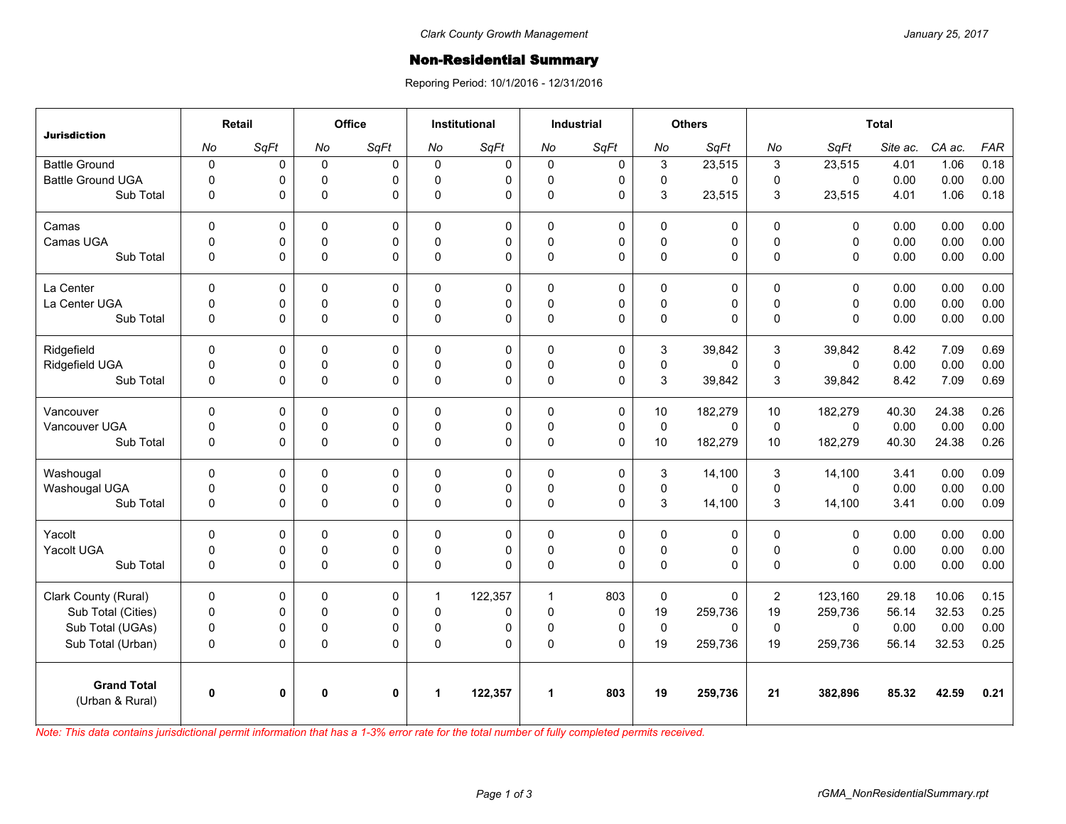Clark County Growth Management

January 25, 2017

# Non-Residential Summary

Reporing Period: 10/1/2016 - 12/31/2016

| Jurisdiction | Retail | | Office | | Institutional | | Industrial | | Others | | Total | | | | |
|---|---|---|---|---|---|---|---|---|---|---|---|---|---|---|---|
| | *No* | *SqFt* | *No* | *SqFt* | *No* | *SqFt* | *No* | *SqFt* | *No* | *SqFt* | *No* | *SqFt* | *Site ac.* | *CA ac.* | *FAR* |
| Battle Ground | 0 | 0 | 0 | 0 | 0 | 0 | 0 | 0 | 3 | 23,515 | 3 | 23,515 | 4.01 | 1.06 | 0.18 |
| Battle Ground UGA | 0 | 0 | 0 | 0 | 0 | 0 | 0 | 0 | 0 | 0 | 0 | 0 | 0.00 | 0.00 | 0.00 |
| Sub Total | 0 | 0 | 0 | 0 | 0 | 0 | 0 | 0 | 3 | 23,515 | 3 | 23,515 | 4.01 | 1.06 | 0.18 |
| Camas | 0 | 0 | 0 | 0 | 0 | 0 | 0 | 0 | 0 | 0 | 0 | 0 | 0.00 | 0.00 | 0.00 |
| Camas UGA | 0 | 0 | 0 | 0 | 0 | 0 | 0 | 0 | 0 | 0 | 0 | 0 | 0.00 | 0.00 | 0.00 |
| Sub Total | 0 | 0 | 0 | 0 | 0 | 0 | 0 | 0 | 0 | 0 | 0 | 0 | 0.00 | 0.00 | 0.00 |
| La Center | 0 | 0 | 0 | 0 | 0 | 0 | 0 | 0 | 0 | 0 | 0 | 0 | 0.00 | 0.00 | 0.00 |
| La Center UGA | 0 | 0 | 0 | 0 | 0 | 0 | 0 | 0 | 0 | 0 | 0 | 0 | 0.00 | 0.00 | 0.00 |
| Sub Total | 0 | 0 | 0 | 0 | 0 | 0 | 0 | 0 | 0 | 0 | 0 | 0 | 0.00 | 0.00 | 0.00 |
| Ridgefield | 0 | 0 | 0 | 0 | 0 | 0 | 0 | 0 | 3 | 39,842 | 3 | 39,842 | 8.42 | 7.09 | 0.69 |
| Ridgefield UGA | 0 | 0 | 0 | 0 | 0 | 0 | 0 | 0 | 0 | 0 | 0 | 0 | 0.00 | 0.00 | 0.00 |
| Sub Total | 0 | 0 | 0 | 0 | 0 | 0 | 0 | 0 | 3 | 39,842 | 3 | 39,842 | 8.42 | 7.09 | 0.69 |
| Vancouver | 0 | 0 | 0 | 0 | 0 | 0 | 0 | 0 | 10 | 182,279 | 10 | 182,279 | 40.30 | 24.38 | 0.26 |
| Vancouver UGA | 0 | 0 | 0 | 0 | 0 | 0 | 0 | 0 | 0 | 0 | 0 | 0 | 0.00 | 0.00 | 0.00 |
| Sub Total | 0 | 0 | 0 | 0 | 0 | 0 | 0 | 0 | 10 | 182,279 | 10 | 182,279 | 40.30 | 24.38 | 0.26 |
| Washougal | 0 | 0 | 0 | 0 | 0 | 0 | 0 | 0 | 3 | 14,100 | 3 | 14,100 | 3.41 | 0.00 | 0.09 |
| Washougal UGA | 0 | 0 | 0 | 0 | 0 | 0 | 0 | 0 | 0 | 0 | 0 | 0 | 0.00 | 0.00 | 0.00 |
| Sub Total | 0 | 0 | 0 | 0 | 0 | 0 | 0 | 0 | 3 | 14,100 | 3 | 14,100 | 3.41 | 0.00 | 0.09 |
| Yacolt | 0 | 0 | 0 | 0 | 0 | 0 | 0 | 0 | 0 | 0 | 0 | 0 | 0.00 | 0.00 | 0.00 |
| Yacolt UGA | 0 | 0 | 0 | 0 | 0 | 0 | 0 | 0 | 0 | 0 | 0 | 0 | 0.00 | 0.00 | 0.00 |
| Sub Total | 0 | 0 | 0 | 0 | 0 | 0 | 0 | 0 | 0 | 0 | 0 | 0 | 0.00 | 0.00 | 0.00 |
| Clark County (Rural) | 0 | 0 | 0 | 0 | 1 | 122,357 | 1 | 803 | 0 | 0 | 2 | 123,160 | 29.18 | 10.06 | 0.15 |
| Sub Total (Cities) | 0 | 0 | 0 | 0 | 0 | 0 | 0 | 0 | 19 | 259,736 | 19 | 259,736 | 56.14 | 32.53 | 0.25 |
| Sub Total (UGAs) | 0 | 0 | 0 | 0 | 0 | 0 | 0 | 0 | 0 | 0 | 0 | 0 | 0.00 | 0.00 | 0.00 |
| Sub Total (Urban) | 0 | 0 | 0 | 0 | 0 | 0 | 0 | 0 | 19 | 259,736 | 19 | 259,736 | 56.14 | 32.53 | 0.25 |
| **Grand Total** (Urban & Rural) | **0** | **0** | **0** | **0** | **1** | **122,357** | **1** | **803** | **19** | **259,736** | **21** | **382,896** | **85.32** | **42.59** | **0.21** |

*Note: This data contains jurisdictional permit information that has a 1-3% error rate for the total number of fully completed permits received.*

rGMA_NonResidentialSummary.rpt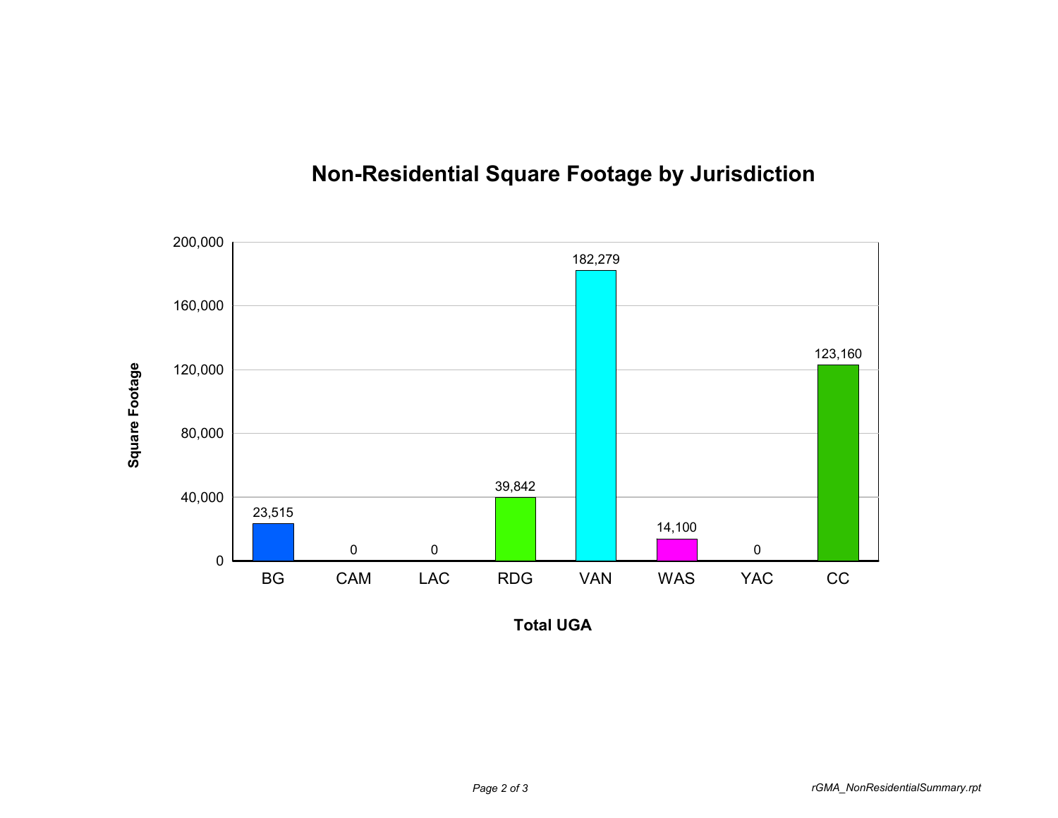# Non-Residential Square Footage by Jurisdiction

| Total UGA | Square Footage |
|---|---|
| BG | 23,515 |
| CAM | 0 |
| LAC | 0 |
| RDG | 39,842 |
| VAN | 182,279 |
| WAS | 14,100 |
| YAC | 0 |
| CC | 123,160 |

rGMA_NonResidentialSummary.rpt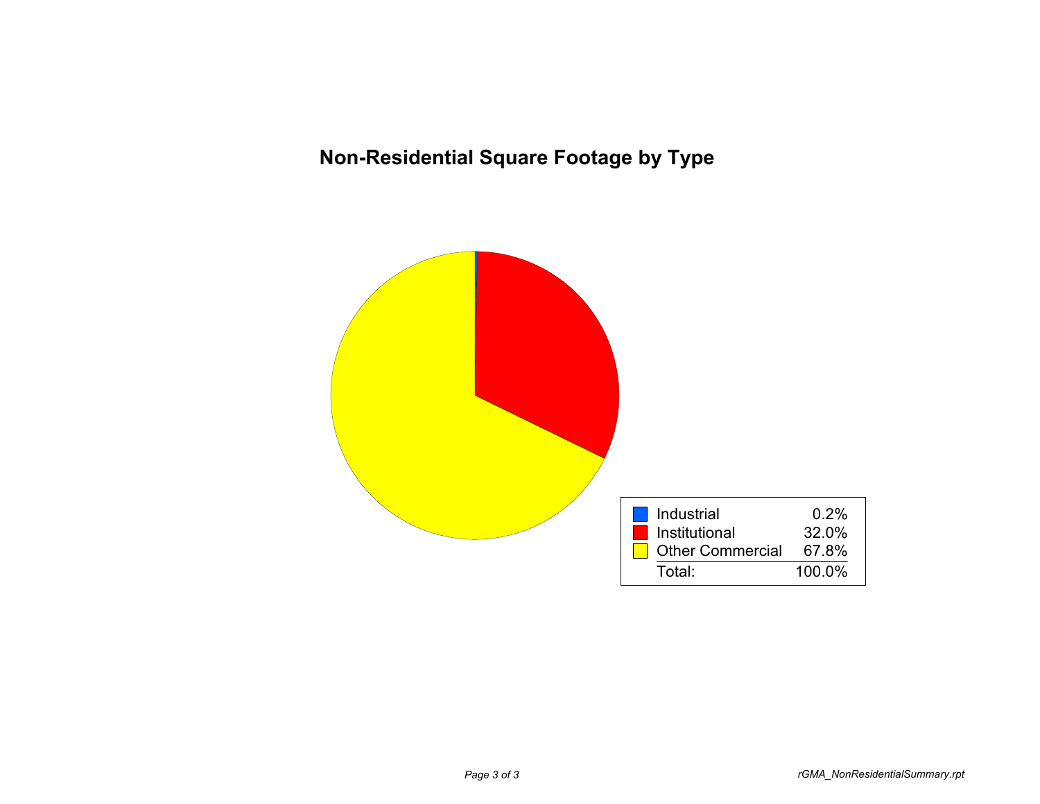# Non-Residential Square Footage by Type

Industrial 0.2%
Institutional 32.0%
Other Commercial 67.8%
Total: 100.0%

*rGMA_NonResidentialSummary.rpt*